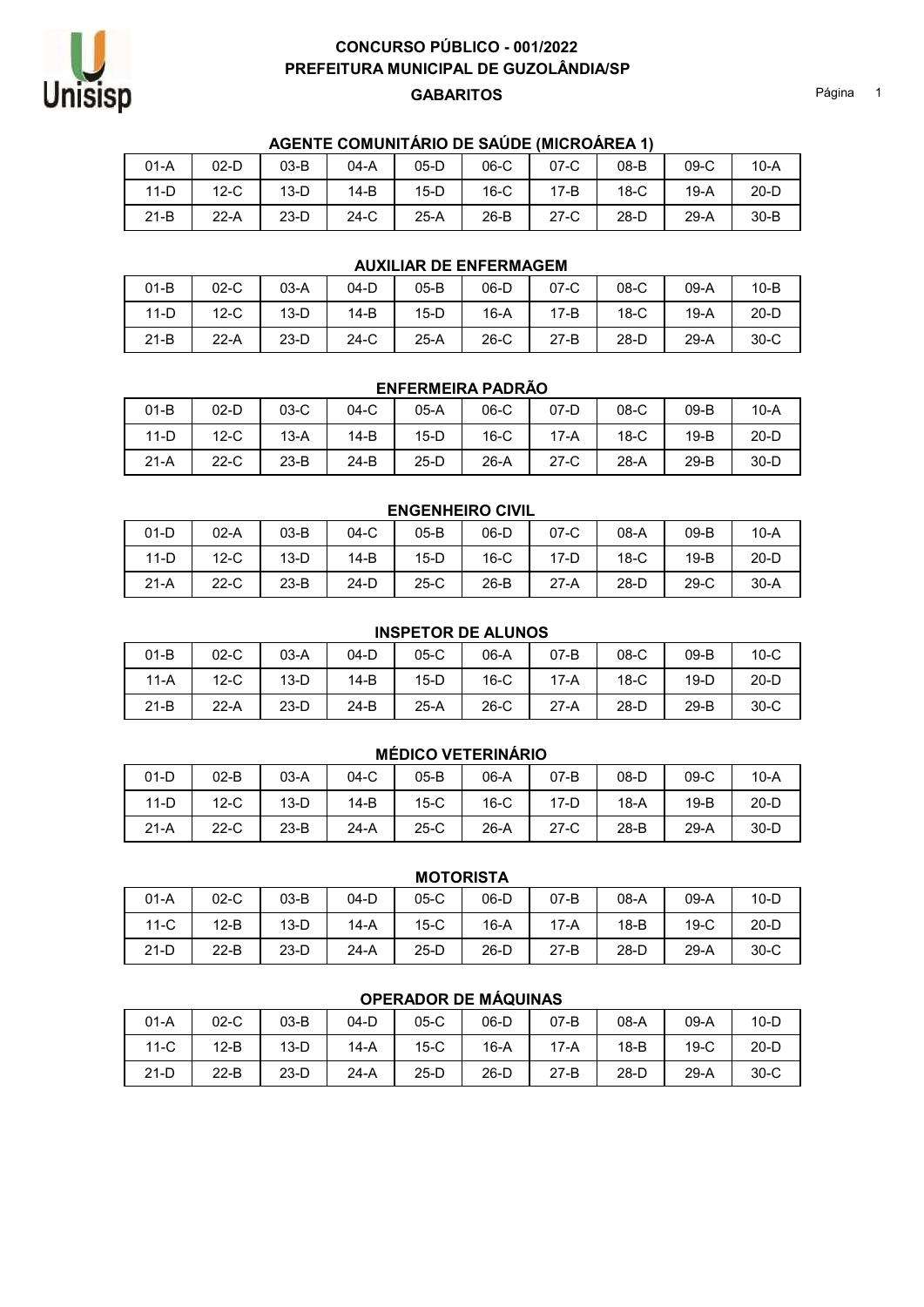# CONCURSO PÚBLICO - 001/2022
# PREFEITURA MUNICIPAL DE GUZOLÂNDIA/SP
## GABARITOS

### AGENTE COMUNITÁRIO DE SAÚDE (MICROÁREA 1)

| | | | | | | | | | |
|---|---|---|---|---|---|---|---|---|---|
| 01-A | 02-D | 03-B | 04-A | 05-D | 06-C | 07-C | 08-B | 09-C | 10-A |
| 11-D | 12-C | 13-D | 14-B | 15-D | 16-C | 17-B | 18-C | 19-A | 20-D |
| 21-B | 22-A | 23-D | 24-C | 25-A | 26-B | 27-C | 28-D | 29-A | 30-B |

### AUXILIAR DE ENFERMAGEM

| | | | | | | | | | |
|---|---|---|---|---|---|---|---|---|---|
| 01-B | 02-C | 03-A | 04-D | 05-B | 06-D | 07-C | 08-C | 09-A | 10-B |
| 11-D | 12-C | 13-D | 14-B | 15-D | 16-A | 17-B | 18-C | 19-A | 20-D |
| 21-B | 22-A | 23-D | 24-C | 25-A | 26-C | 27-B | 28-D | 29-A | 30-C |

### ENFERMEIRA PADRÃO

| | | | | | | | | | |
|---|---|---|---|---|---|---|---|---|---|
| 01-B | 02-D | 03-C | 04-C | 05-A | 06-C | 07-D | 08-C | 09-B | 10-A |
| 11-D | 12-C | 13-A | 14-B | 15-D | 16-C | 17-A | 18-C | 19-B | 20-D |
| 21-A | 22-C | 23-B | 24-B | 25-D | 26-A | 27-C | 28-A | 29-B | 30-D |

### ENGENHEIRO CIVIL

| | | | | | | | | | |
|---|---|---|---|---|---|---|---|---|---|
| 01-D | 02-A | 03-B | 04-C | 05-B | 06-D | 07-C | 08-A | 09-B | 10-A |
| 11-D | 12-C | 13-D | 14-B | 15-D | 16-C | 17-D | 18-C | 19-B | 20-D |
| 21-A | 22-C | 23-B | 24-D | 25-C | 26-B | 27-A | 28-D | 29-C | 30-A |

### INSPETOR DE ALUNOS

| | | | | | | | | | |
|---|---|---|---|---|---|---|---|---|---|
| 01-B | 02-C | 03-A | 04-D | 05-C | 06-A | 07-B | 08-C | 09-B | 10-C |
| 11-A | 12-C | 13-D | 14-B | 15-D | 16-C | 17-A | 18-C | 19-D | 20-D |
| 21-B | 22-A | 23-D | 24-B | 25-A | 26-C | 27-A | 28-D | 29-B | 30-C |

### MÉDICO VETERINÁRIO

| | | | | | | | | | |
|---|---|---|---|---|---|---|---|---|---|
| 01-D | 02-B | 03-A | 04-C | 05-B | 06-A | 07-B | 08-D | 09-C | 10-A |
| 11-D | 12-C | 13-D | 14-B | 15-C | 16-C | 17-D | 18-A | 19-B | 20-D |
| 21-A | 22-C | 23-B | 24-A | 25-C | 26-A | 27-C | 28-B | 29-A | 30-D |

### MOTORISTA

| | | | | | | | | | |
|---|---|---|---|---|---|---|---|---|---|
| 01-A | 02-C | 03-B | 04-D | 05-C | 06-D | 07-B | 08-A | 09-A | 10-D |
| 11-C | 12-B | 13-D | 14-A | 15-C | 16-A | 17-A | 18-B | 19-C | 20-D |
| 21-D | 22-B | 23-D | 24-A | 25-D | 26-D | 27-B | 28-D | 29-A | 30-C |

### OPERADOR DE MÁQUINAS

| | | | | | | | | | |
|---|---|---|---|---|---|---|---|---|---|
| 01-A | 02-C | 03-B | 04-D | 05-C | 06-D | 07-B | 08-A | 09-A | 10-D |
| 11-C | 12-B | 13-D | 14-A | 15-C | 16-A | 17-A | 18-B | 19-C | 20-D |
| 21-D | 22-B | 23-D | 24-A | 25-D | 26-D | 27-B | 28-D | 29-A | 30-C |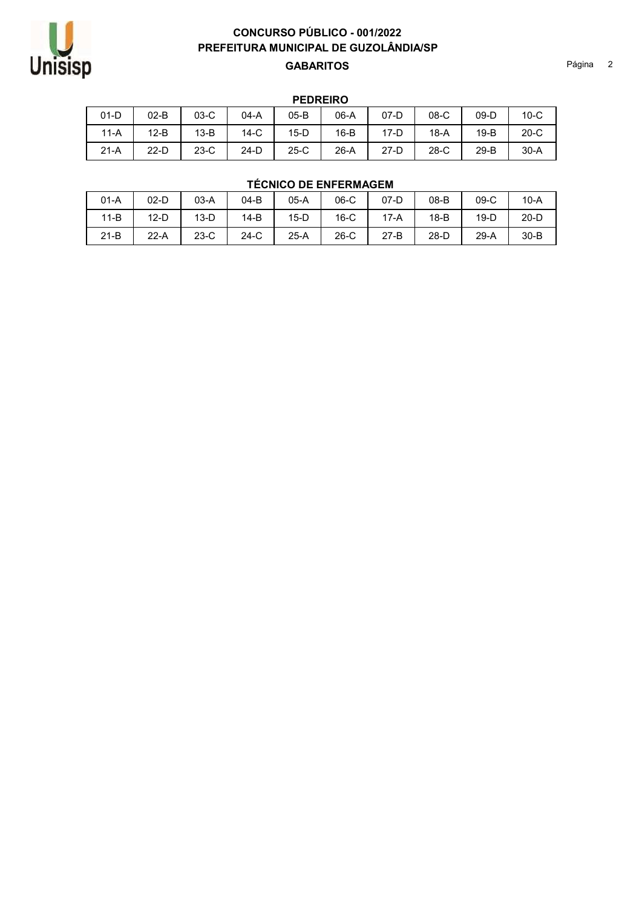### PEDREIRO

| | | | | | | | | | |
|---|---|---|---|---|---|---|---|---|---|
| 01-D | 02-B | 03-C | 04-A | 05-B | 06-A | 07-D | 08-C | 09-D | 10-C |
| 11-A | 12-B | 13-B | 14-C | 15-D | 16-B | 17-D | 18-A | 19-B | 20-C |
| 21-A | 22-D | 23-C | 24-D | 25-C | 26-A | 27-D | 28-C | 29-B | 30-A |

### TÉCNICO DE ENFERMAGEM

| | | | | | | | | | |
|---|---|---|---|---|---|---|---|---|---|
| 01-A | 02-D | 03-A | 04-B | 05-A | 06-C | 07-D | 08-B | 09-C | 10-A |
| 11-B | 12-D | 13-D | 14-B | 15-D | 16-C | 17-A | 18-B | 19-D | 20-D |
| 21-B | 22-A | 23-C | 24-C | 25-A | 26-C | 27-B | 28-D | 29-A | 30-B |